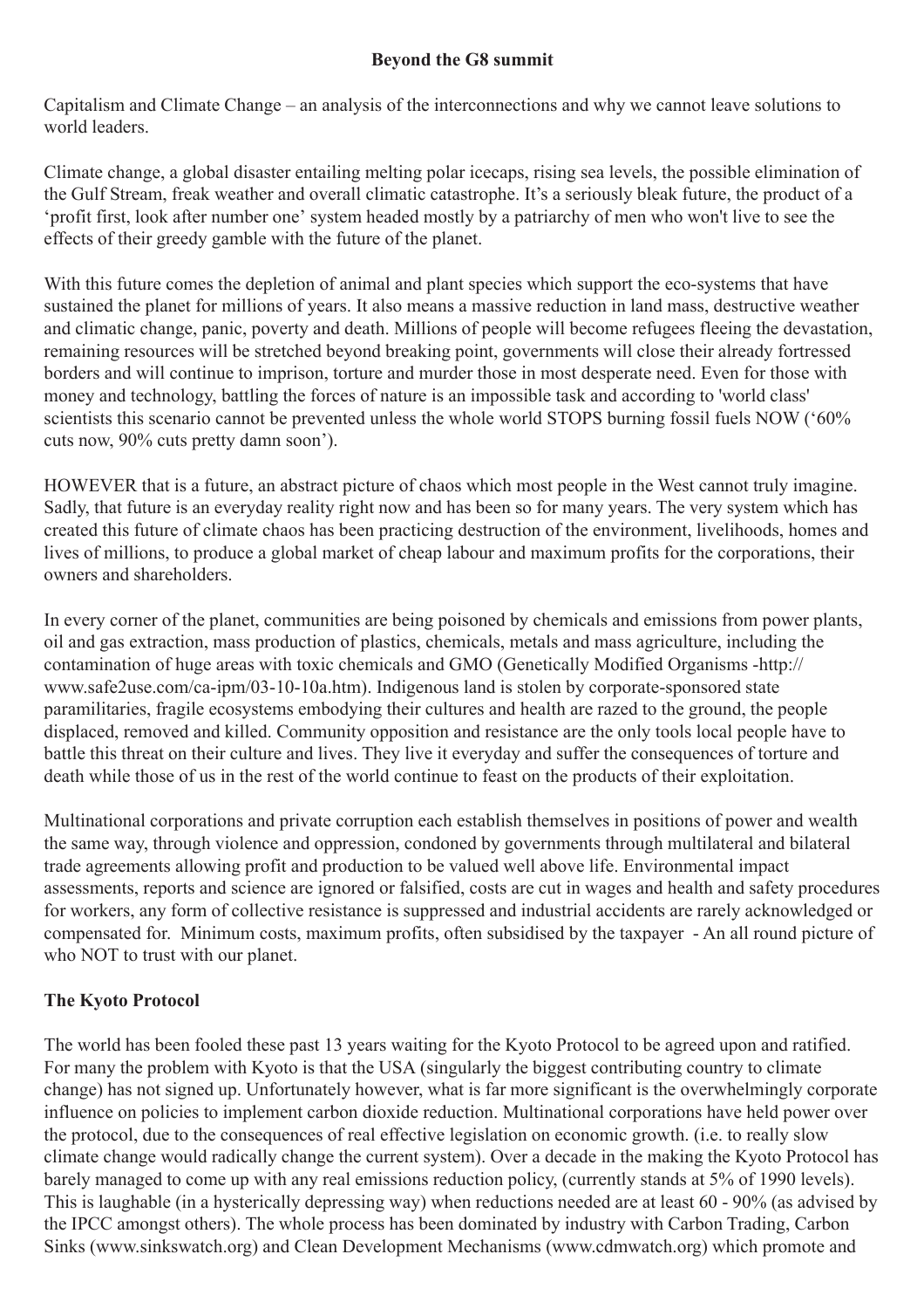**Beyond the G8 summit**

Capitalism and Climate Change – an analysis of the interconnections and why we cannot leave solutions to world leaders.

Climate change, a global disaster entailing melting polar icecaps, rising sea levels, the possible elimination of the Gulf Stream, freak weather and overall climatic catastrophe. It's a seriously bleak future, the product of a 'profit first, look after number one' system headed mostly by a patriarchy of men who won't live to see the effects of their greedy gamble with the future of the planet.

With this future comes the depletion of animal and plant species which support the eco-systems that have sustained the planet for millions of years. It also means a massive reduction in land mass, destructive weather and climatic change, panic, poverty and death. Millions of people will become refugees fleeing the devastation, remaining resources will be stretched beyond breaking point, governments will close their already fortressed borders and will continue to imprison, torture and murder those in most desperate need. Even for those with money and technology, battling the forces of nature is an impossible task and according to 'world class' scientists this scenario cannot be prevented unless the whole world STOPS burning fossil fuels NOW ('60% cuts now, 90% cuts pretty damn soon').

HOWEVER that is a future, an abstract picture of chaos which most people in the West cannot truly imagine. Sadly, that future is an everyday reality right now and has been so for many years. The very system which has created this future of climate chaos has been practicing destruction of the environment, livelihoods, homes and lives of millions, to produce a global market of cheap labour and maximum profits for the corporations, their owners and shareholders.

In every corner of the planet, communities are being poisoned by chemicals and emissions from power plants, oil and gas extraction, mass production of plastics, chemicals, metals and mass agriculture, including the contamination of huge areas with toxic chemicals and GMO (Genetically Modified Organisms -http://www.safe2use.com/ca-ipm/03-10-10a.htm). Indigenous land is stolen by corporate-sponsored state paramilitaries, fragile ecosystems embodying their cultures and health are razed to the ground, the people displaced, removed and killed. Community opposition and resistance are the only tools local people have to battle this threat on their culture and lives. They live it everyday and suffer the consequences of torture and death while those of us in the rest of the world continue to feast on the products of their exploitation.

Multinational corporations and private corruption each establish themselves in positions of power and wealth the same way, through violence and oppression, condoned by governments through multilateral and bilateral trade agreements allowing profit and production to be valued well above life. Environmental impact assessments, reports and science are ignored or falsified, costs are cut in wages and health and safety procedures for workers, any form of collective resistance is suppressed and industrial accidents are rarely acknowledged or compensated for. Minimum costs, maximum profits, often subsidised by the taxpayer - An all round picture of who NOT to trust with our planet.

**The Kyoto Protocol**

The world has been fooled these past 13 years waiting for the Kyoto Protocol to be agreed upon and ratified. For many the problem with Kyoto is that the USA (singularly the biggest contributing country to climate change) has not signed up. Unfortunately however, what is far more significant is the overwhelmingly corporate influence on policies to implement carbon dioxide reduction. Multinational corporations have held power over the protocol, due to the consequences of real effective legislation on economic growth. (i.e. to really slow climate change would radically change the current system). Over a decade in the making the Kyoto Protocol has barely managed to come up with any real emissions reduction policy, (currently stands at 5% of 1990 levels). This is laughable (in a hysterically depressing way) when reductions needed are at least 60 - 90% (as advised by the IPCC amongst others). The whole process has been dominated by industry with Carbon Trading, Carbon Sinks (www.sinkswatch.org) and Clean Development Mechanisms (www.cdmwatch.org) which promote and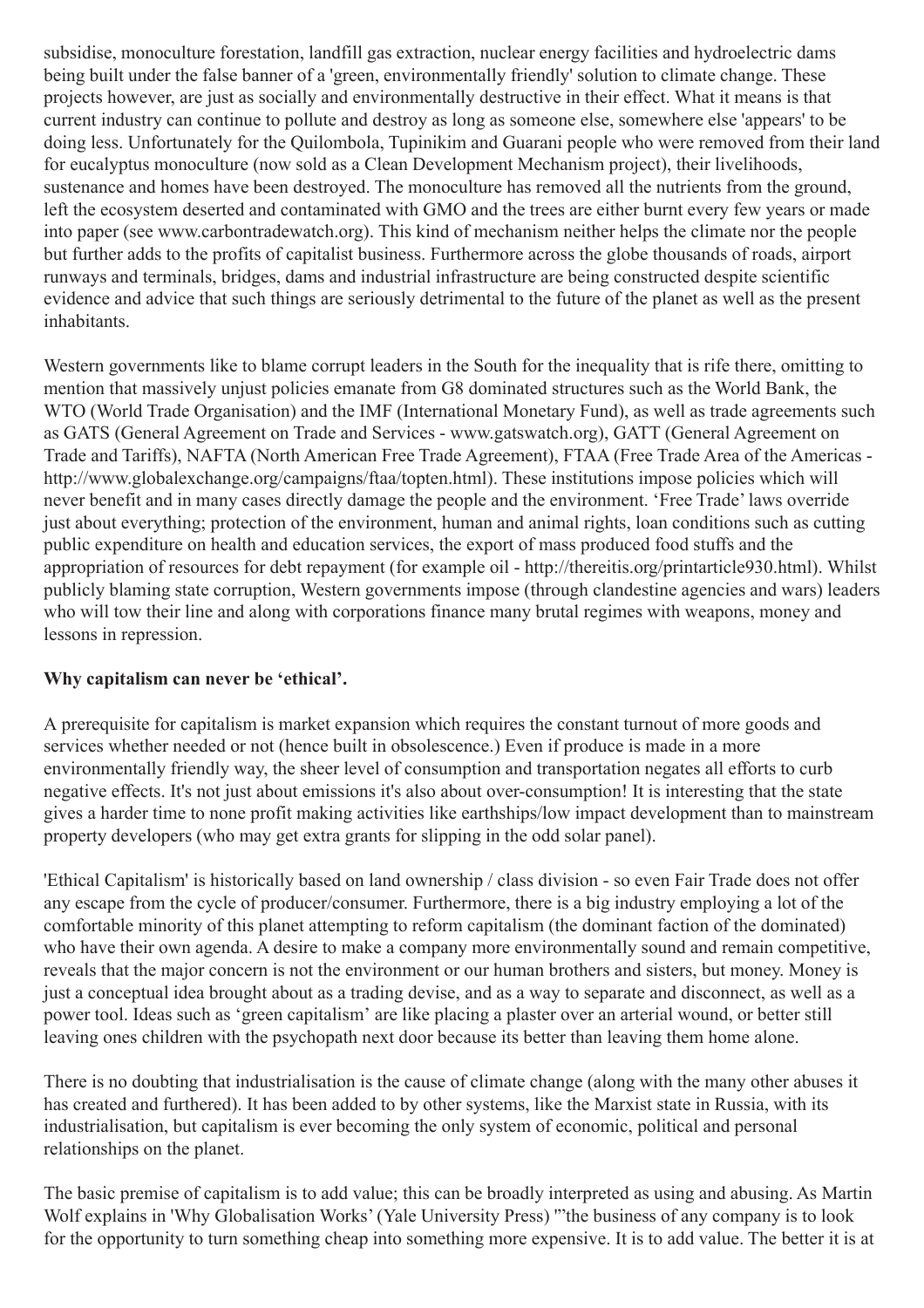subsidise, monoculture forestation, landfill gas extraction, nuclear energy facilities and hydroelectric dams being built under the false banner of a 'green, environmentally friendly' solution to climate change. These projects however, are just as socially and environmentally destructive in their effect. What it means is that current industry can continue to pollute and destroy as long as someone else, somewhere else 'appears' to be doing less. Unfortunately for the Quilombola, Tupinikim and Guarani people who were removed from their land for eucalyptus monoculture (now sold as a Clean Development Mechanism project), their livelihoods, sustenance and homes have been destroyed. The monoculture has removed all the nutrients from the ground, left the ecosystem deserted and contaminated with GMO and the trees are either burnt every few years or made into paper (see www.carbontradewatch.org). This kind of mechanism neither helps the climate nor the people but further adds to the profits of capitalist business. Furthermore across the globe thousands of roads, airport runways and terminals, bridges, dams and industrial infrastructure are being constructed despite scientific evidence and advice that such things are seriously detrimental to the future of the planet as well as the present inhabitants.

Western governments like to blame corrupt leaders in the South for the inequality that is rife there, omitting to mention that massively unjust policies emanate from G8 dominated structures such as the World Bank, the WTO (World Trade Organisation) and the IMF (International Monetary Fund), as well as trade agreements such as GATS (General Agreement on Trade and Services - www.gatswatch.org), GATT (General Agreement on Trade and Tariffs), NAFTA (North American Free Trade Agreement), FTAA (Free Trade Area of the Americas - http://www.globalexchange.org/campaigns/ftaa/topten.html). These institutions impose policies which will never benefit and in many cases directly damage the people and the environment. 'Free Trade' laws override just about everything; protection of the environment, human and animal rights, loan conditions such as cutting public expenditure on health and education services, the export of mass produced food stuffs and the appropriation of resources for debt repayment (for example oil - http://thereitis.org/printarticle930.html). Whilst publicly blaming state corruption, Western governments impose (through clandestine agencies and wars) leaders who will tow their line and along with corporations finance many brutal regimes with weapons, money and lessons in repression.

**Why capitalism can never be 'ethical'.**

A prerequisite for capitalism is market expansion which requires the constant turnout of more goods and services whether needed or not (hence built in obsolescence.) Even if produce is made in a more environmentally friendly way, the sheer level of consumption and transportation negates all efforts to curb negative effects. It's not just about emissions it's also about over-consumption! It is interesting that the state gives a harder time to none profit making activities like earthships/low impact development than to mainstream property developers (who may get extra grants for slipping in the odd solar panel).

'Ethical Capitalism' is historically based on land ownership / class division - so even Fair Trade does not offer any escape from the cycle of producer/consumer. Furthermore, there is a big industry employing a lot of the comfortable minority of this planet attempting to reform capitalism (the dominant faction of the dominated) who have their own agenda. A desire to make a company more environmentally sound and remain competitive, reveals that the major concern is not the environment or our human brothers and sisters, but money. Money is just a conceptual idea brought about as a trading devise, and as a way to separate and disconnect, as well as a power tool. Ideas such as 'green capitalism' are like placing a plaster over an arterial wound, or better still leaving ones children with the psychopath next door because its better than leaving them home alone.

There is no doubting that industrialisation is the cause of climate change (along with the many other abuses it has created and furthered). It has been added to by other systems, like the Marxist state in Russia, with its industrialisation, but capitalism is ever becoming the only system of economic, political and personal relationships on the planet.

The basic premise of capitalism is to add value; this can be broadly interpreted as using and abusing. As Martin Wolf explains in 'Why Globalisation Works' (Yale University Press) '"the business of any company is to look for the opportunity to turn something cheap into something more expensive. It is to add value. The better it is at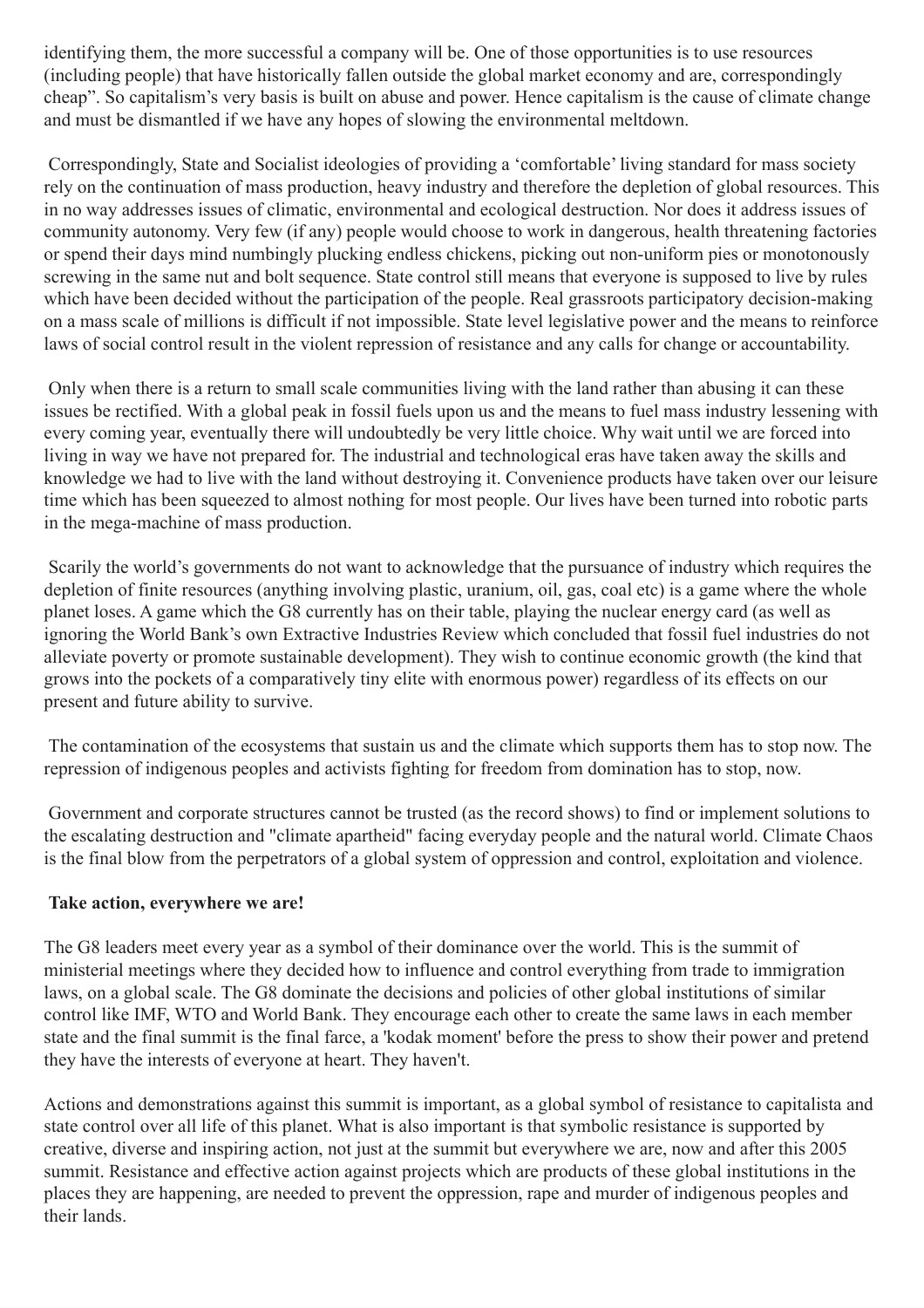identifying them, the more successful a company will be. One of those opportunities is to use resources (including people) that have historically fallen outside the global market economy and are, correspondingly cheap". So capitalism's very basis is built on abuse and power. Hence capitalism is the cause of climate change and must be dismantled if we have any hopes of slowing the environmental meltdown.

Correspondingly, State and Socialist ideologies of providing a 'comfortable' living standard for mass society rely on the continuation of mass production, heavy industry and therefore the depletion of global resources. This in no way addresses issues of climatic, environmental and ecological destruction. Nor does it address issues of community autonomy. Very few (if any) people would choose to work in dangerous, health threatening factories or spend their days mind numbingly plucking endless chickens, picking out non-uniform pies or monotonously screwing in the same nut and bolt sequence. State control still means that everyone is supposed to live by rules which have been decided without the participation of the people. Real grassroots participatory decision-making on a mass scale of millions is difficult if not impossible. State level legislative power and the means to reinforce laws of social control result in the violent repression of resistance and any calls for change or accountability.

Only when there is a return to small scale communities living with the land rather than abusing it can these issues be rectified. With a global peak in fossil fuels upon us and the means to fuel mass industry lessening with every coming year, eventually there will undoubtedly be very little choice. Why wait until we are forced into living in way we have not prepared for. The industrial and technological eras have taken away the skills and knowledge we had to live with the land without destroying it. Convenience products have taken over our leisure time which has been squeezed to almost nothing for most people. Our lives have been turned into robotic parts in the mega-machine of mass production.

Scarily the world's governments do not want to acknowledge that the pursuance of industry which requires the depletion of finite resources (anything involving plastic, uranium, oil, gas, coal etc) is a game where the whole planet loses. A game which the G8 currently has on their table, playing the nuclear energy card (as well as ignoring the World Bank's own Extractive Industries Review which concluded that fossil fuel industries do not alleviate poverty or promote sustainable development). They wish to continue economic growth (the kind that grows into the pockets of a comparatively tiny elite with enormous power) regardless of its effects on our present and future ability to survive.

The contamination of the ecosystems that sustain us and the climate which supports them has to stop now. The repression of indigenous peoples and activists fighting for freedom from domination has to stop, now.

Government and corporate structures cannot be trusted (as the record shows) to find or implement solutions to the escalating destruction and "climate apartheid" facing everyday people and the natural world. Climate Chaos is the final blow from the perpetrators of a global system of oppression and control, exploitation and violence.

**Take action, everywhere we are!**

The G8 leaders meet every year as a symbol of their dominance over the world. This is the summit of ministerial meetings where they decided how to influence and control everything from trade to immigration laws, on a global scale. The G8 dominate the decisions and policies of other global institutions of similar control like IMF, WTO and World Bank. They encourage each other to create the same laws in each member state and the final summit is the final farce, a 'kodak moment' before the press to show their power and pretend they have the interests of everyone at heart. They haven't.

Actions and demonstrations against this summit is important, as a global symbol of resistance to capitalista and state control over all life of this planet. What is also important is that symbolic resistance is supported by creative, diverse and inspiring action, not just at the summit but everywhere we are, now and after this 2005 summit. Resistance and effective action against projects which are products of these global institutions in the places they are happening, are needed to prevent the oppression, rape and murder of indigenous peoples and their lands.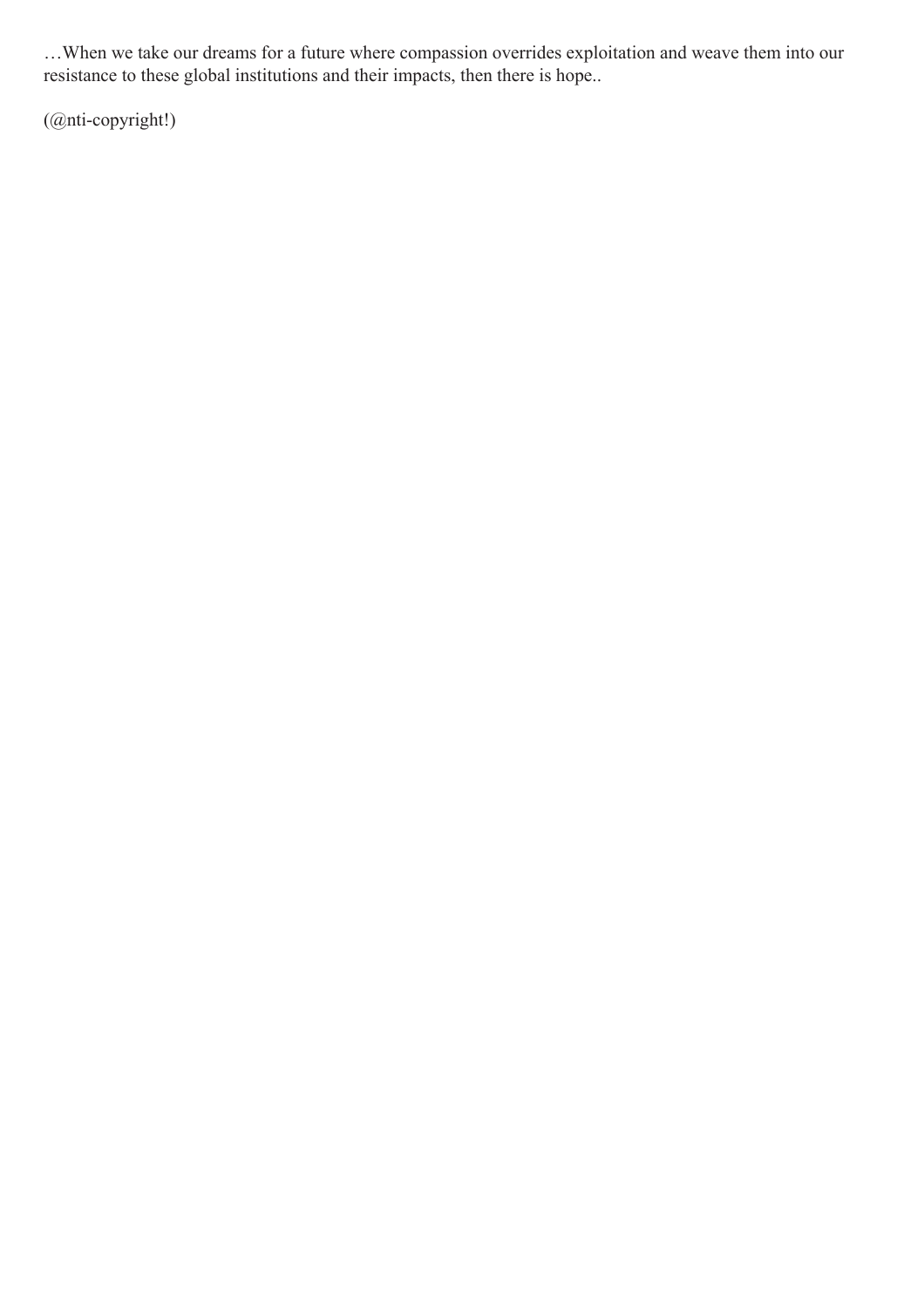…When we take our dreams for a future where compassion overrides exploitation and weave them into our resistance to these global institutions and their impacts, then there is hope..

(@nti-copyright!)